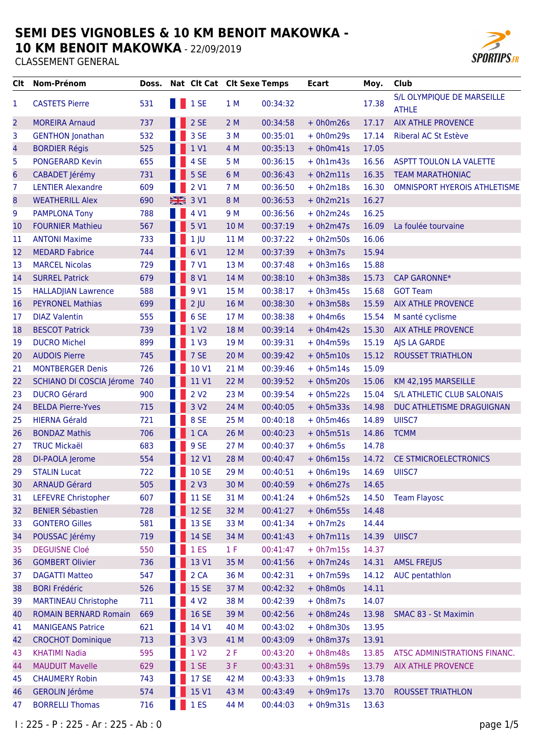# SEMI DES VIGNOBLES & 10 KM BENOIT MAKOWKA - 10 KM BENOIT MAKOWKA - 22/09/2019

CLASSEMENT GENERAL

| Clt | Nom-Prénom | Doss. | Nat | Clt Cat | Clt Sexe | Temps | Ecart | Moy. | Club |
|---|---|---|---|---|---|---|---|---|---|
| 1 | CASTETS Pierre | 531 | | 1 SE | 1 M | 00:34:32 | | 17.38 | S/L OLYMPIQUE DE MARSEILLE ATHLE |
| 2 | MOREIRA Arnaud | 737 | | 2 SE | 2 M | 00:34:58 | + 0h0m26s | 17.17 | AIX ATHLE PROVENCE |
| 3 | GENTHON Jonathan | 532 | | 3 SE | 3 M | 00:35:01 | + 0h0m29s | 17.14 | Riberal AC St Estève |
| 4 | BORDIER Régis | 525 | | 1 V1 | 4 M | 00:35:13 | + 0h0m41s | 17.05 | |
| 5 | PONGERARD Kevin | 655 | | 4 SE | 5 M | 00:36:15 | + 0h1m43s | 16.56 | ASPTT TOULON LA VALETTE |
| 6 | CABADET Jérémy | 731 | | 5 SE | 6 M | 00:36:43 | + 0h2m11s | 16.35 | TEAM MARATHONIAC |
| 7 | LENTIER Alexandre | 609 | | 2 V1 | 7 M | 00:36:50 | + 0h2m18s | 16.30 | OMNISPORT HYEROIS ATHLETISME |
| 8 | WEATHERILL Alex | 690 | | 3 V1 | 8 M | 00:36:53 | + 0h2m21s | 16.27 | |
| 9 | PAMPLONA Tony | 788 | | 4 V1 | 9 M | 00:36:56 | + 0h2m24s | 16.25 | |
| 10 | FOURNIER Mathieu | 567 | | 5 V1 | 10 M | 00:37:19 | + 0h2m47s | 16.09 | La foulée tourvaine |
| 11 | ANTONI Maxime | 733 | | 1 JU | 11 M | 00:37:22 | + 0h2m50s | 16.06 | |
| 12 | MEDARD Fabrice | 744 | | 6 V1 | 12 M | 00:37:39 | + 0h3m7s | 15.94 | |
| 13 | MARCEL Nicolas | 729 | | 7 V1 | 13 M | 00:37:48 | + 0h3m16s | 15.88 | |
| 14 | SURREL Patrick | 679 | | 8 V1 | 14 M | 00:38:10 | + 0h3m38s | 15.73 | CAP GARONNE* |
| 15 | HALLADJIAN Lawrence | 588 | | 9 V1 | 15 M | 00:38:17 | + 0h3m45s | 15.68 | GOT Team |
| 16 | PEYRONEL Mathias | 699 | | 2 JU | 16 M | 00:38:30 | + 0h3m58s | 15.59 | AIX ATHLE PROVENCE |
| 17 | DIAZ Valentin | 555 | | 6 SE | 17 M | 00:38:38 | + 0h4m6s | 15.54 | M santé cyclisme |
| 18 | BESCOT Patrick | 739 | | 1 V2 | 18 M | 00:39:14 | + 0h4m42s | 15.30 | AIX ATHLE PROVENCE |
| 19 | DUCRO Michel | 899 | | 1 V3 | 19 M | 00:39:31 | + 0h4m59s | 15.19 | AJS LA GARDE |
| 20 | AUDOIS Pierre | 745 | | 7 SE | 20 M | 00:39:42 | + 0h5m10s | 15.12 | ROUSSET TRIATHLON |
| 21 | MONTBERGER Denis | 726 | | 10 V1 | 21 M | 00:39:46 | + 0h5m14s | 15.09 | |
| 22 | SCHIANO DI COSCIA Jérome | 740 | | 11 V1 | 22 M | 00:39:52 | + 0h5m20s | 15.06 | KM 42,195 MARSEILLE |
| 23 | DUCRO Gérard | 900 | | 2 V2 | 23 M | 00:39:54 | + 0h5m22s | 15.04 | S/L ATHLETIC CLUB SALONAIS |
| 24 | BELDA Pierre-Yves | 715 | | 3 V2 | 24 M | 00:40:05 | + 0h5m33s | 14.98 | DUC ATHLETISME DRAGUIGNAN |
| 25 | HIERNA Gérald | 721 | | 8 SE | 25 M | 00:40:18 | + 0h5m46s | 14.89 | UIISC7 |
| 26 | BONDAZ Mathis | 706 | | 1 CA | 26 M | 00:40:23 | + 0h5m51s | 14.86 | TCMM |
| 27 | TRUC Mickaël | 683 | | 9 SE | 27 M | 00:40:37 | + 0h6m5s | 14.78 | |
| 28 | DI-PAOLA Jerome | 554 | | 12 V1 | 28 M | 00:40:47 | + 0h6m15s | 14.72 | CE STMICROELECTRONICS |
| 29 | STALIN Lucat | 722 | | 10 SE | 29 M | 00:40:51 | + 0h6m19s | 14.69 | UIISC7 |
| 30 | ARNAUD Gérard | 505 | | 2 V3 | 30 M | 00:40:59 | + 0h6m27s | 14.65 | |
| 31 | LEFEVRE Christopher | 607 | | 11 SE | 31 M | 00:41:24 | + 0h6m52s | 14.50 | Team Flayosc |
| 32 | BENIER Sébastien | 728 | | 12 SE | 32 M | 00:41:27 | + 0h6m55s | 14.48 | |
| 33 | GONTERO Gilles | 581 | | 13 SE | 33 M | 00:41:34 | + 0h7m2s | 14.44 | |
| 34 | POUSSAC Jérémy | 719 | | 14 SE | 34 M | 00:41:43 | + 0h7m11s | 14.39 | UIISC7 |
| 35 | DEGUISNE Cloé | 550 | | 1 ES | 1 F | 00:41:47 | + 0h7m15s | 14.37 | |
| 36 | GOMBERT Olivier | 736 | | 13 V1 | 35 M | 00:41:56 | + 0h7m24s | 14.31 | AMSL FREJUS |
| 37 | DAGATTI Matteo | 547 | | 2 CA | 36 M | 00:42:31 | + 0h7m59s | 14.12 | AUC pentathlon |
| 38 | BORI Frédéric | 526 | | 15 SE | 37 M | 00:42:32 | + 0h8m0s | 14.11 | |
| 39 | MARTINEAU Christophe | 711 | | 4 V2 | 38 M | 00:42:39 | + 0h8m7s | 14.07 | |
| 40 | ROMAIN BERNARD Romain | 669 | | 16 SE | 39 M | 00:42:56 | + 0h8m24s | 13.98 | SMAC 83 - St Maximin |
| 41 | MANIGEANS Patrice | 621 | | 14 V1 | 40 M | 00:43:02 | + 0h8m30s | 13.95 | |
| 42 | CROCHOT Dominique | 713 | | 3 V3 | 41 M | 00:43:09 | + 0h8m37s | 13.91 | |
| 43 | KHATIMI Nadia | 595 | | 1 V2 | 2 F | 00:43:20 | + 0h8m48s | 13.85 | ATSC ADMINISTRATIONS FINANC. |
| 44 | MAUDUIT Mavelle | 629 | | 1 SE | 3 F | 00:43:31 | + 0h8m59s | 13.79 | AIX ATHLE PROVENCE |
| 45 | CHAUMERY Robin | 743 | | 17 SE | 42 M | 00:43:33 | + 0h9m1s | 13.78 | |
| 46 | GEROLIN Jérôme | 574 | | 15 V1 | 43 M | 00:43:49 | + 0h9m17s | 13.70 | ROUSSET TRIATHLON |
| 47 | BORRELLI Thomas | 716 | | 1 ES | 44 M | 00:44:03 | + 0h9m31s | 13.63 | |

I : 225 - P : 225 - Ar : 225 - Ab : 0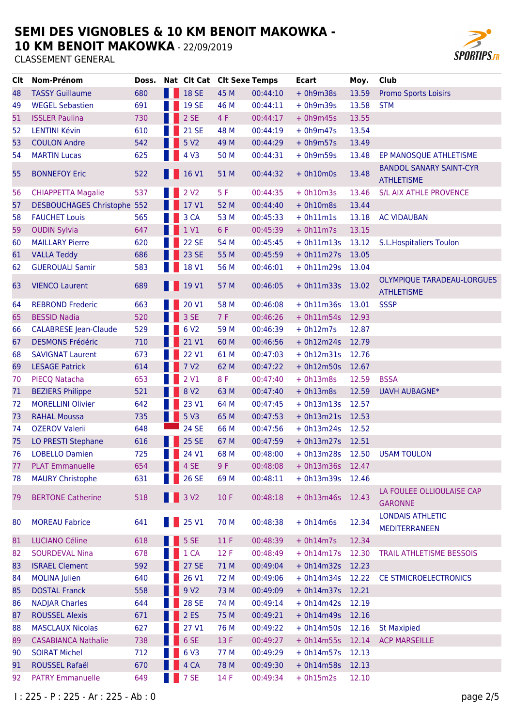# SEMI DES VIGNOBLES & 10 KM BENOIT MAKOWKA - 10 KM BENOIT MAKOWKA - 22/09/2019

CLASSEMENT GENERAL

| Clt | Nom-Prénom | Doss. | Nat | Clt Cat | Clt Sexe | Temps | Ecart | Moy. | Club |
|---|---|---|---|---|---|---|---|---|---|
| 48 | TASSY Guillaume | 680 | | 18 SE | 45 M | 00:44:10 | + 0h9m38s | 13.59 | Promo Sports Loisirs |
| 49 | WEGEL Sebastien | 691 | | 19 SE | 46 M | 00:44:11 | + 0h9m39s | 13.58 | STM |
| 51 | ISSLER Paulina | 730 | | 2 SE | 4 F | 00:44:17 | + 0h9m45s | 13.55 | |
| 52 | LENTINI Kévin | 610 | | 21 SE | 48 M | 00:44:19 | + 0h9m47s | 13.54 | |
| 53 | COULON Andre | 542 | | 5 V2 | 49 M | 00:44:29 | + 0h9m57s | 13.49 | |
| 54 | MARTIN Lucas | 625 | | 4 V3 | 50 M | 00:44:31 | + 0h9m59s | 13.48 | EP MANOSQUE ATHLETISME |
| 55 | BONNEFOY Eric | 522 | | 16 V1 | 51 M | 00:44:32 | + 0h10m0s | 13.48 | BANDOL SANARY SAINT-CYR ATHLETISME |
| 56 | CHIAPPETTA Magalie | 537 | | 2 V2 | 5 F | 00:44:35 | + 0h10m3s | 13.46 | S/L AIX ATHLE PROVENCE |
| 57 | DESBOUCHAGES Christophe | 552 | | 17 V1 | 52 M | 00:44:40 | + 0h10m8s | 13.44 | |
| 58 | FAUCHET Louis | 565 | | 3 CA | 53 M | 00:45:33 | + 0h11m1s | 13.18 | AC VIDAUBAN |
| 59 | OUDIN Sylvia | 647 | | 1 V1 | 6 F | 00:45:39 | + 0h11m7s | 13.15 | |
| 60 | MAILLARY Pierre | 620 | | 22 SE | 54 M | 00:45:45 | + 0h11m13s | 13.12 | S.L.Hospitaliers Toulon |
| 61 | VALLA Teddy | 686 | | 23 SE | 55 M | 00:45:59 | + 0h11m27s | 13.05 | |
| 62 | GUEROUALI Samir | 583 | | 18 V1 | 56 M | 00:46:01 | + 0h11m29s | 13.04 | |
| 63 | VIENCO Laurent | 689 | | 19 V1 | 57 M | 00:46:05 | + 0h11m33s | 13.02 | OLYMPIQUE TARADEAU-LORGUES ATHLETISME |
| 64 | REBROND Frederic | 663 | | 20 V1 | 58 M | 00:46:08 | + 0h11m36s | 13.01 | SSSP |
| 65 | BESSID Nadia | 520 | | 3 SE | 7 F | 00:46:26 | + 0h11m54s | 12.93 | |
| 66 | CALABRESE Jean-Claude | 529 | | 6 V2 | 59 M | 00:46:39 | + 0h12m7s | 12.87 | |
| 67 | DESMONS Frédéric | 710 | | 21 V1 | 60 M | 00:46:56 | + 0h12m24s | 12.79 | |
| 68 | SAVIGNAT Laurent | 673 | | 22 V1 | 61 M | 00:47:03 | + 0h12m31s | 12.76 | |
| 69 | LESAGE Patrick | 614 | | 7 V2 | 62 M | 00:47:22 | + 0h12m50s | 12.67 | |
| 70 | PIECQ Natacha | 653 | | 2 V1 | 8 F | 00:47:40 | + 0h13m8s | 12.59 | BSSA |
| 71 | BEZIERS Philippe | 521 | | 8 V2 | 63 M | 00:47:40 | + 0h13m8s | 12.59 | UAVH AUBAGNE* |
| 72 | MORELLINI Olivier | 642 | | 23 V1 | 64 M | 00:47:45 | + 0h13m13s | 12.57 | |
| 73 | RAHAL Moussa | 735 | | 5 V3 | 65 M | 00:47:53 | + 0h13m21s | 12.53 | |
| 74 | OZEROV Valerii | 648 | | 24 SE | 66 M | 00:47:56 | + 0h13m24s | 12.52 | |
| 75 | LO PRESTI Stephane | 616 | | 25 SE | 67 M | 00:47:59 | + 0h13m27s | 12.51 | |
| 76 | LOBELLO Damien | 725 | | 24 V1 | 68 M | 00:48:00 | + 0h13m28s | 12.50 | USAM TOULON |
| 77 | PLAT Emmanuelle | 654 | | 4 SE | 9 F | 00:48:08 | + 0h13m36s | 12.47 | |
| 78 | MAURY Christophe | 631 | | 26 SE | 69 M | 00:48:11 | + 0h13m39s | 12.46 | |
| 79 | BERTONE Catherine | 518 | | 3 V2 | 10 F | 00:48:18 | + 0h13m46s | 12.43 | LA FOULEE OLLIOULAISE CAP GARONNE |
| 80 | MOREAU Fabrice | 641 | | 25 V1 | 70 M | 00:48:38 | + 0h14m6s | 12.34 | LONDAIS ATHLETIC MEDITERRANEEN |
| 81 | LUCIANO Céline | 618 | | 5 SE | 11 F | 00:48:39 | + 0h14m7s | 12.34 | |
| 82 | SOURDEVAL Nina | 678 | | 1 CA | 12 F | 00:48:49 | + 0h14m17s | 12.30 | TRAIL ATHLETISME BESSOIS |
| 83 | ISRAEL Clement | 592 | | 27 SE | 71 M | 00:49:04 | + 0h14m32s | 12.23 | |
| 84 | MOLINA Julien | 640 | | 26 V1 | 72 M | 00:49:06 | + 0h14m34s | 12.22 | CE STMICROELECTRONICS |
| 85 | DOSTAL Franck | 558 | | 9 V2 | 73 M | 00:49:09 | + 0h14m37s | 12.21 | |
| 86 | NADJAR Charles | 644 | | 28 SE | 74 M | 00:49:14 | + 0h14m42s | 12.19 | |
| 87 | ROUSSEL Alexis | 671 | | 2 ES | 75 M | 00:49:21 | + 0h14m49s | 12.16 | |
| 88 | MASCLAUX Nicolas | 627 | | 27 V1 | 76 M | 00:49:22 | + 0h14m50s | 12.16 | St Maxipied |
| 89 | CASABIANCA Nathalie | 738 | | 6 SE | 13 F | 00:49:27 | + 0h14m55s | 12.14 | ACP MARSEILLE |
| 90 | SOIRAT Michel | 712 | | 6 V3 | 77 M | 00:49:29 | + 0h14m57s | 12.13 | |
| 91 | ROUSSEL Rafaël | 670 | | 4 CA | 78 M | 00:49:30 | + 0h14m58s | 12.13 | |
| 92 | PATRY Emmanuelle | 649 | | 7 SE | 14 F | 00:49:34 | + 0h15m2s | 12.10 | |

I : 225 - P : 225 - Ar : 225 - Ab : 0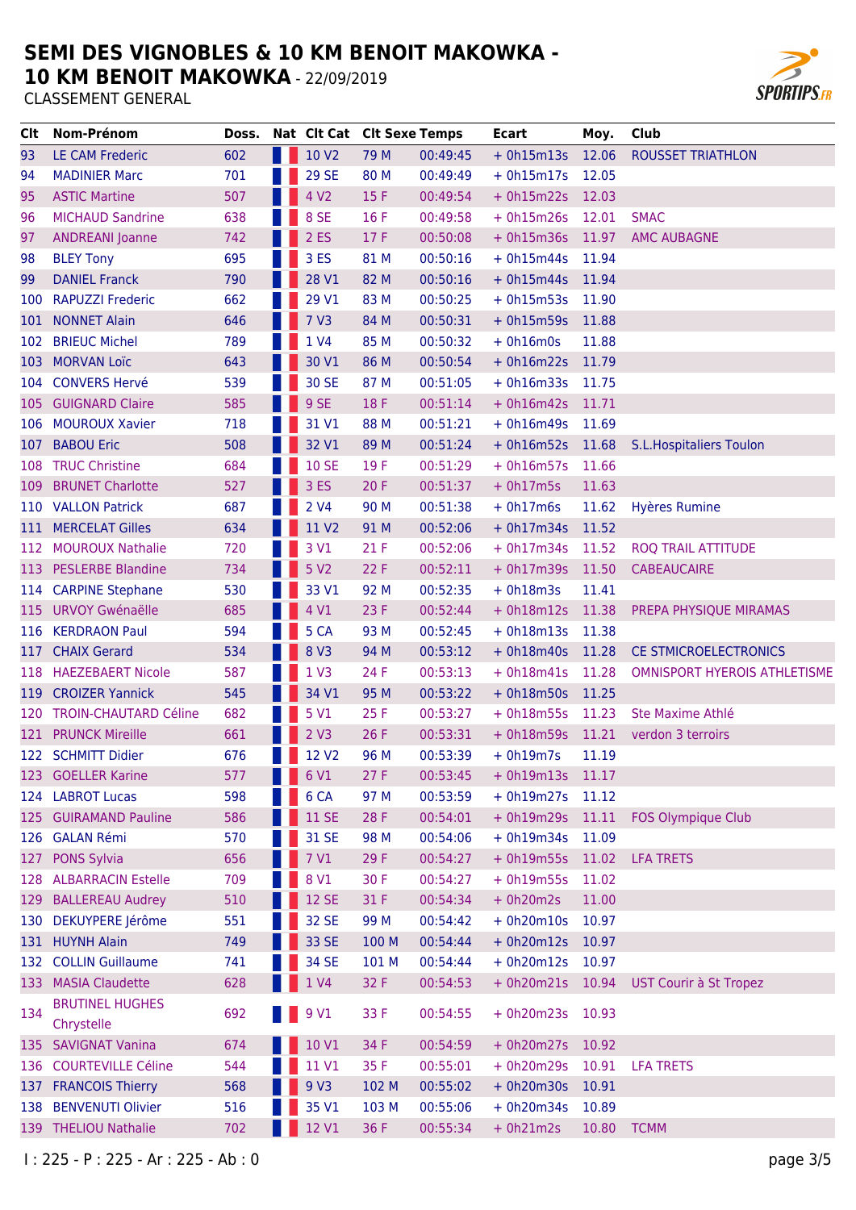# SEMI DES VIGNOBLES & 10 KM BENOIT MAKOWKA - 10 KM BENOIT MAKOWKA - 22/09/2019

CLASSEMENT GENERAL

| Clt | Nom-Prénom | Doss. | Nat | Clt Cat | Clt Sexe | Temps | Ecart | Moy. | Club |
|---|---|---|---|---|---|---|---|---|---|
| 93 | LE CAM Frederic | 602 | | 10 V2 | 79 M | 00:49:45 | + 0h15m13s | 12.06 | ROUSSET TRIATHLON |
| 94 | MADINIER Marc | 701 | | 29 SE | 80 M | 00:49:49 | + 0h15m17s | 12.05 | |
| 95 | ASTIC Martine | 507 | | 4 V2 | 15 F | 00:49:54 | + 0h15m22s | 12.03 | |
| 96 | MICHAUD Sandrine | 638 | | 8 SE | 16 F | 00:49:58 | + 0h15m26s | 12.01 | SMAC |
| 97 | ANDREANI Joanne | 742 | | 2 ES | 17 F | 00:50:08 | + 0h15m36s | 11.97 | AMC AUBAGNE |
| 98 | BLEY Tony | 695 | | 3 ES | 81 M | 00:50:16 | + 0h15m44s | 11.94 | |
| 99 | DANIEL Franck | 790 | | 28 V1 | 82 M | 00:50:16 | + 0h15m44s | 11.94 | |
| 100 | RAPUZZI Frederic | 662 | | 29 V1 | 83 M | 00:50:25 | + 0h15m53s | 11.90 | |
| 101 | NONNET Alain | 646 | | 7 V3 | 84 M | 00:50:31 | + 0h15m59s | 11.88 | |
| 102 | BRIEUC Michel | 789 | | 1 V4 | 85 M | 00:50:32 | + 0h16m0s | 11.88 | |
| 103 | MORVAN Loïc | 643 | | 30 V1 | 86 M | 00:50:54 | + 0h16m22s | 11.79 | |
| 104 | CONVERS Hervé | 539 | | 30 SE | 87 M | 00:51:05 | + 0h16m33s | 11.75 | |
| 105 | GUIGNARD Claire | 585 | | 9 SE | 18 F | 00:51:14 | + 0h16m42s | 11.71 | |
| 106 | MOUROUX Xavier | 718 | | 31 V1 | 88 M | 00:51:21 | + 0h16m49s | 11.69 | |
| 107 | BABOU Eric | 508 | | 32 V1 | 89 M | 00:51:24 | + 0h16m52s | 11.68 | S.L.Hospitaliers Toulon |
| 108 | TRUC Christine | 684 | | 10 SE | 19 F | 00:51:29 | + 0h16m57s | 11.66 | |
| 109 | BRUNET Charlotte | 527 | | 3 ES | 20 F | 00:51:37 | + 0h17m5s | 11.63 | |
| 110 | VALLON Patrick | 687 | | 2 V4 | 90 M | 00:51:38 | + 0h17m6s | 11.62 | Hyères Rumine |
| 111 | MERCELAT Gilles | 634 | | 11 V2 | 91 M | 00:52:06 | + 0h17m34s | 11.52 | |
| 112 | MOUROUX Nathalie | 720 | | 3 V1 | 21 F | 00:52:06 | + 0h17m34s | 11.52 | ROQ TRAIL ATTITUDE |
| 113 | PESLERBE Blandine | 734 | | 5 V2 | 22 F | 00:52:11 | + 0h17m39s | 11.50 | CABEAUCAIRE |
| 114 | CARPINE Stephane | 530 | | 33 V1 | 92 M | 00:52:35 | + 0h18m3s | 11.41 | |
| 115 | URVOY Gwénaëlle | 685 | | 4 V1 | 23 F | 00:52:44 | + 0h18m12s | 11.38 | PREPA PHYSIQUE MIRAMAS |
| 116 | KERDRAON Paul | 594 | | 5 CA | 93 M | 00:52:45 | + 0h18m13s | 11.38 | |
| 117 | CHAIX Gerard | 534 | | 8 V3 | 94 M | 00:53:12 | + 0h18m40s | 11.28 | CE STMICROELECTRONICS |
| 118 | HAEZEBAERT Nicole | 587 | | 1 V3 | 24 F | 00:53:13 | + 0h18m41s | 11.28 | OMNISPORT HYEROIS ATHLETISME |
| 119 | CROIZER Yannick | 545 | | 34 V1 | 95 M | 00:53:22 | + 0h18m50s | 11.25 | |
| 120 | TROIN-CHAUTARD Céline | 682 | | 5 V1 | 25 F | 00:53:27 | + 0h18m55s | 11.23 | Ste Maxime Athlé |
| 121 | PRUNCK Mireille | 661 | | 2 V3 | 26 F | 00:53:31 | + 0h18m59s | 11.21 | verdon 3 terroirs |
| 122 | SCHMITT Didier | 676 | | 12 V2 | 96 M | 00:53:39 | + 0h19m7s | 11.19 | |
| 123 | GOELLER Karine | 577 | | 6 V1 | 27 F | 00:53:45 | + 0h19m13s | 11.17 | |
| 124 | LABROT Lucas | 598 | | 6 CA | 97 M | 00:53:59 | + 0h19m27s | 11.12 | |
| 125 | GUIRAMAND Pauline | 586 | | 11 SE | 28 F | 00:54:01 | + 0h19m29s | 11.11 | FOS Olympique Club |
| 126 | GALAN Rémi | 570 | | 31 SE | 98 M | 00:54:06 | + 0h19m34s | 11.09 | |
| 127 | PONS Sylvia | 656 | | 7 V1 | 29 F | 00:54:27 | + 0h19m55s | 11.02 | LFA TRETS |
| 128 | ALBARRACIN Estelle | 709 | | 8 V1 | 30 F | 00:54:27 | + 0h19m55s | 11.02 | |
| 129 | BALLEREAU Audrey | 510 | | 12 SE | 31 F | 00:54:34 | + 0h20m2s | 11.00 | |
| 130 | DEKUYPERE Jérôme | 551 | | 32 SE | 99 M | 00:54:42 | + 0h20m10s | 10.97 | |
| 131 | HUYNH Alain | 749 | | 33 SE | 100 M | 00:54:44 | + 0h20m12s | 10.97 | |
| 132 | COLLIN Guillaume | 741 | | 34 SE | 101 M | 00:54:44 | + 0h20m12s | 10.97 | |
| 133 | MASIA Claudette | 628 | | 1 V4 | 32 F | 00:54:53 | + 0h20m21s | 10.94 | UST Courir à St Tropez |
| 134 | BRUTINEL HUGHES Chrystelle | 692 | | 9 V1 | 33 F | 00:54:55 | + 0h20m23s | 10.93 | |
| 135 | SAVIGNAT Vanina | 674 | | 10 V1 | 34 F | 00:54:59 | + 0h20m27s | 10.92 | |
| 136 | COURTEVILLE Céline | 544 | | 11 V1 | 35 F | 00:55:01 | + 0h20m29s | 10.91 | LFA TRETS |
| 137 | FRANCOIS Thierry | 568 | | 9 V3 | 102 M | 00:55:02 | + 0h20m30s | 10.91 | |
| 138 | BENVENUTI Olivier | 516 | | 35 V1 | 103 M | 00:55:06 | + 0h20m34s | 10.89 | |
| 139 | THELIOU Nathalie | 702 | | 12 V1 | 36 F | 00:55:34 | + 0h21m2s | 10.80 | TCMM |

I : 225 - P : 225 - Ar : 225 - Ab : 0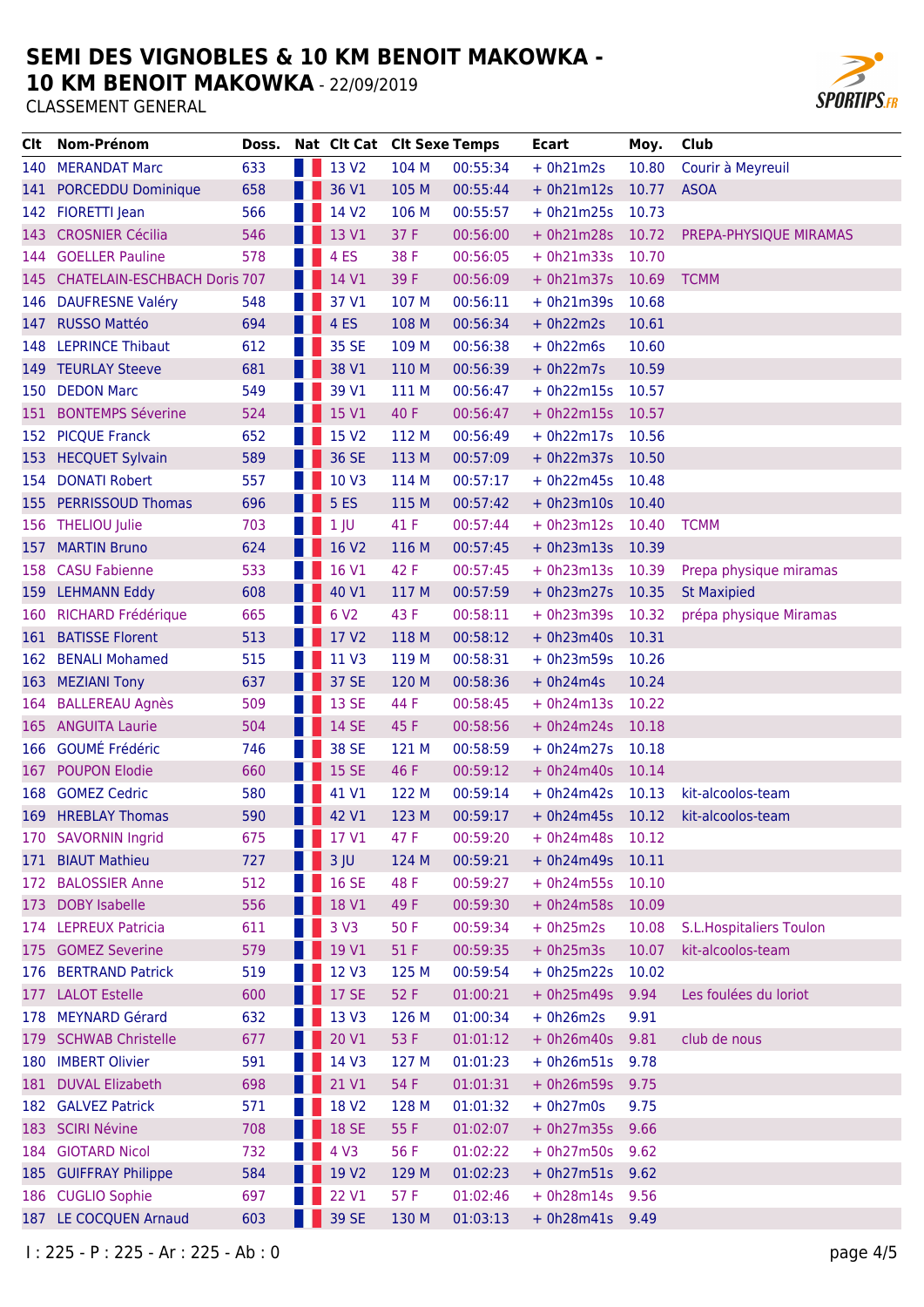# SEMI DES VIGNOBLES & 10 KM BENOIT MAKOWKA - 10 KM BENOIT MAKOWKA - 22/09/2019

CLASSEMENT GENERAL

| Clt | Nom-Prénom | Doss. | Nat | Clt Cat | Clt Sexe | Temps | Ecart | Moy. | Club |
|---|---|---|---|---|---|---|---|---|---|
| 140 | MERANDAT Marc | 633 | | 13 V2 | 104 M | 00:55:34 | + 0h21m2s | 10.80 | Courir à Meyreuil |
| 141 | PORCEDDU Dominique | 658 | | 36 V1 | 105 M | 00:55:44 | + 0h21m12s | 10.77 | ASOA |
| 142 | FIORETTI Jean | 566 | | 14 V2 | 106 M | 00:55:57 | + 0h21m25s | 10.73 | |
| 143 | CROSNIER Cécilia | 546 | | 13 V1 | 37 F | 00:56:00 | + 0h21m28s | 10.72 | PREPA-PHYSIQUE MIRAMAS |
| 144 | GOELLER Pauline | 578 | | 4 ES | 38 F | 00:56:05 | + 0h21m33s | 10.70 | |
| 145 | CHATELAIN-ESCHBACH Doris | 707 | | 14 V1 | 39 F | 00:56:09 | + 0h21m37s | 10.69 | TCMM |
| 146 | DAUFRESNE Valéry | 548 | | 37 V1 | 107 M | 00:56:11 | + 0h21m39s | 10.68 | |
| 147 | RUSSO Mattéo | 694 | | 4 ES | 108 M | 00:56:34 | + 0h22m2s | 10.61 | |
| 148 | LEPRINCE Thibaut | 612 | | 35 SE | 109 M | 00:56:38 | + 0h22m6s | 10.60 | |
| 149 | TEURLAY Steeve | 681 | | 38 V1 | 110 M | 00:56:39 | + 0h22m7s | 10.59 | |
| 150 | DEDON Marc | 549 | | 39 V1 | 111 M | 00:56:47 | + 0h22m15s | 10.57 | |
| 151 | BONTEMPS Séverine | 524 | | 15 V1 | 40 F | 00:56:47 | + 0h22m15s | 10.57 | |
| 152 | PICQUE Franck | 652 | | 15 V2 | 112 M | 00:56:49 | + 0h22m17s | 10.56 | |
| 153 | HECQUET Sylvain | 589 | | 36 SE | 113 M | 00:57:09 | + 0h22m37s | 10.50 | |
| 154 | DONATI Robert | 557 | | 10 V3 | 114 M | 00:57:17 | + 0h22m45s | 10.48 | |
| 155 | PERRISSOUD Thomas | 696 | | 5 ES | 115 M | 00:57:42 | + 0h23m10s | 10.40 | |
| 156 | THELIOU Julie | 703 | | 1 JU | 41 F | 00:57:44 | + 0h23m12s | 10.40 | TCMM |
| 157 | MARTIN Bruno | 624 | | 16 V2 | 116 M | 00:57:45 | + 0h23m13s | 10.39 | |
| 158 | CASU Fabienne | 533 | | 16 V1 | 42 F | 00:57:45 | + 0h23m13s | 10.39 | Prepa physique miramas |
| 159 | LEHMANN Eddy | 608 | | 40 V1 | 117 M | 00:57:59 | + 0h23m27s | 10.35 | St Maxipied |
| 160 | RICHARD Frédérique | 665 | | 6 V2 | 43 F | 00:58:11 | + 0h23m39s | 10.32 | prépa physique Miramas |
| 161 | BATISSE Florent | 513 | | 17 V2 | 118 M | 00:58:12 | + 0h23m40s | 10.31 | |
| 162 | BENALI Mohamed | 515 | | 11 V3 | 119 M | 00:58:31 | + 0h23m59s | 10.26 | |
| 163 | MEZIANI Tony | 637 | | 37 SE | 120 M | 00:58:36 | + 0h24m4s | 10.24 | |
| 164 | BALLEREAU Agnès | 509 | | 13 SE | 44 F | 00:58:45 | + 0h24m13s | 10.22 | |
| 165 | ANGUITA Laurie | 504 | | 14 SE | 45 F | 00:58:56 | + 0h24m24s | 10.18 | |
| 166 | GOUMÉ Frédéric | 746 | | 38 SE | 121 M | 00:58:59 | + 0h24m27s | 10.18 | |
| 167 | POUPON Elodie | 660 | | 15 SE | 46 F | 00:59:12 | + 0h24m40s | 10.14 | |
| 168 | GOMEZ Cedric | 580 | | 41 V1 | 122 M | 00:59:14 | + 0h24m42s | 10.13 | kit-alcoolos-team |
| 169 | HREBLAY Thomas | 590 | | 42 V1 | 123 M | 00:59:17 | + 0h24m45s | 10.12 | kit-alcoolos-team |
| 170 | SAVORNIN Ingrid | 675 | | 17 V1 | 47 F | 00:59:20 | + 0h24m48s | 10.12 | |
| 171 | BIAUT Mathieu | 727 | | 3 JU | 124 M | 00:59:21 | + 0h24m49s | 10.11 | |
| 172 | BALOSSIER Anne | 512 | | 16 SE | 48 F | 00:59:27 | + 0h24m55s | 10.10 | |
| 173 | DOBY Isabelle | 556 | | 18 V1 | 49 F | 00:59:30 | + 0h24m58s | 10.09 | |
| 174 | LEPREUX Patricia | 611 | | 3 V3 | 50 F | 00:59:34 | + 0h25m2s | 10.08 | S.L.Hospitaliers Toulon |
| 175 | GOMEZ Severine | 579 | | 19 V1 | 51 F | 00:59:35 | + 0h25m3s | 10.07 | kit-alcoolos-team |
| 176 | BERTRAND Patrick | 519 | | 12 V3 | 125 M | 00:59:54 | + 0h25m22s | 10.02 | |
| 177 | LALOT Estelle | 600 | | 17 SE | 52 F | 01:00:21 | + 0h25m49s | 9.94 | Les foulées du loriot |
| 178 | MEYNARD Gérard | 632 | | 13 V3 | 126 M | 01:00:34 | + 0h26m2s | 9.91 | |
| 179 | SCHWAB Christelle | 677 | | 20 V1 | 53 F | 01:01:12 | + 0h26m40s | 9.81 | club de nous |
| 180 | IMBERT Olivier | 591 | | 14 V3 | 127 M | 01:01:23 | + 0h26m51s | 9.78 | |
| 181 | DUVAL Elizabeth | 698 | | 21 V1 | 54 F | 01:01:31 | + 0h26m59s | 9.75 | |
| 182 | GALVEZ Patrick | 571 | | 18 V2 | 128 M | 01:01:32 | + 0h27m0s | 9.75 | |
| 183 | SCIRI Névine | 708 | | 18 SE | 55 F | 01:02:07 | + 0h27m35s | 9.66 | |
| 184 | GIOTARD Nicol | 732 | | 4 V3 | 56 F | 01:02:22 | + 0h27m50s | 9.62 | |
| 185 | GUIFFRAY Philippe | 584 | | 19 V2 | 129 M | 01:02:23 | + 0h27m51s | 9.62 | |
| 186 | CUGLIO Sophie | 697 | | 22 V1 | 57 F | 01:02:46 | + 0h28m14s | 9.56 | |
| 187 | LE COCQUEN Arnaud | 603 | | 39 SE | 130 M | 01:03:13 | + 0h28m41s | 9.49 | |

I : 225 - P : 225 - Ar : 225 - Ab : 0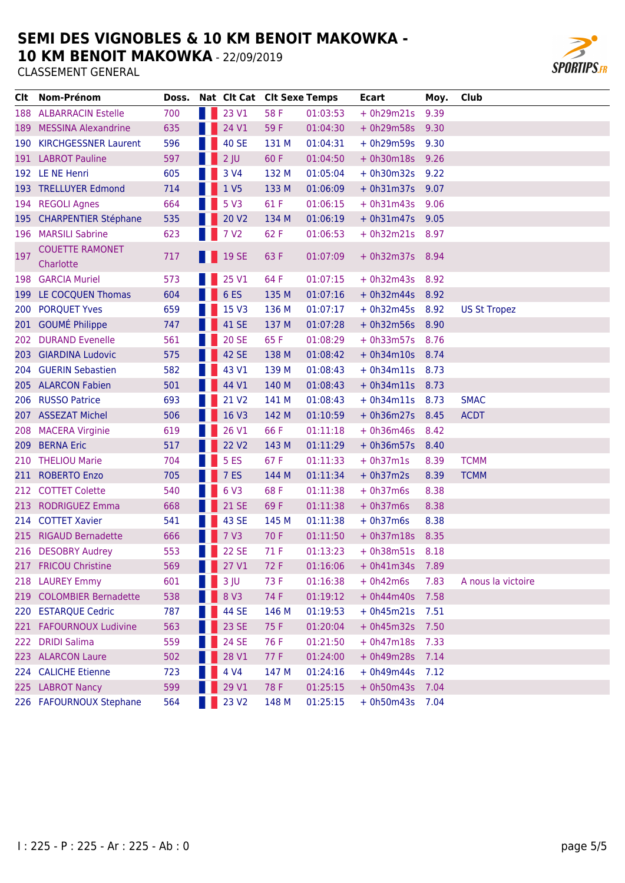# SEMI DES VIGNOBLES & 10 KM BENOIT MAKOWKA - 10 KM BENOIT MAKOWKA - 22/09/2019

CLASSEMENT GENERAL

| Clt | Nom-Prénom | Doss. | Nat | Clt Cat | Clt Sexe | Temps | Ecart | Moy. | Club |
|---|---|---|---|---|---|---|---|---|---|
| 188 | ALBARRACIN Estelle | 700 | | 23 V1 | 58 F | 01:03:53 | + 0h29m21s | 9.39 | |
| 189 | MESSINA Alexandrine | 635 | | 24 V1 | 59 F | 01:04:30 | + 0h29m58s | 9.30 | |
| 190 | KIRCHGESSNER Laurent | 596 | | 40 SE | 131 M | 01:04:31 | + 0h29m59s | 9.30 | |
| 191 | LABROT Pauline | 597 | | 2 JU | 60 F | 01:04:50 | + 0h30m18s | 9.26 | |
| 192 | LE NE Henri | 605 | | 3 V4 | 132 M | 01:05:04 | + 0h30m32s | 9.22 | |
| 193 | TRELLUYER Edmond | 714 | | 1 V5 | 133 M | 01:06:09 | + 0h31m37s | 9.07 | |
| 194 | REGOLI Agnes | 664 | | 5 V3 | 61 F | 01:06:15 | + 0h31m43s | 9.06 | |
| 195 | CHARPENTIER Stéphane | 535 | | 20 V2 | 134 M | 01:06:19 | + 0h31m47s | 9.05 | |
| 196 | MARSILI Sabrine | 623 | | 7 V2 | 62 F | 01:06:53 | + 0h32m21s | 8.97 | |
| 197 | COUETTE RAMONET Charlotte | 717 | | 19 SE | 63 F | 01:07:09 | + 0h32m37s | 8.94 | |
| 198 | GARCIA Muriel | 573 | | 25 V1 | 64 F | 01:07:15 | + 0h32m43s | 8.92 | |
| 199 | LE COCQUEN Thomas | 604 | | 6 ES | 135 M | 01:07:16 | + 0h32m44s | 8.92 | |
| 200 | PORQUET Yves | 659 | | 15 V3 | 136 M | 01:07:17 | + 0h32m45s | 8.92 | US St Tropez |
| 201 | GOUMÉ Philippe | 747 | | 41 SE | 137 M | 01:07:28 | + 0h32m56s | 8.90 | |
| 202 | DURAND Evenelle | 561 | | 20 SE | 65 F | 01:08:29 | + 0h33m57s | 8.76 | |
| 203 | GIARDINA Ludovic | 575 | | 42 SE | 138 M | 01:08:42 | + 0h34m10s | 8.74 | |
| 204 | GUERIN Sebastien | 582 | | 43 V1 | 139 M | 01:08:43 | + 0h34m11s | 8.73 | |
| 205 | ALARCON Fabien | 501 | | 44 V1 | 140 M | 01:08:43 | + 0h34m11s | 8.73 | |
| 206 | RUSSO Patrice | 693 | | 21 V2 | 141 M | 01:08:43 | + 0h34m11s | 8.73 | SMAC |
| 207 | ASSEZAT Michel | 506 | | 16 V3 | 142 M | 01:10:59 | + 0h36m27s | 8.45 | ACDT |
| 208 | MACERA Virginie | 619 | | 26 V1 | 66 F | 01:11:18 | + 0h36m46s | 8.42 | |
| 209 | BERNA Eric | 517 | | 22 V2 | 143 M | 01:11:29 | + 0h36m57s | 8.40 | |
| 210 | THELIOU Marie | 704 | | 5 ES | 67 F | 01:11:33 | + 0h37m1s | 8.39 | TCMM |
| 211 | ROBERTO Enzo | 705 | | 7 ES | 144 M | 01:11:34 | + 0h37m2s | 8.39 | TCMM |
| 212 | COTTET Colette | 540 | | 6 V3 | 68 F | 01:11:38 | + 0h37m6s | 8.38 | |
| 213 | RODRIGUEZ Emma | 668 | | 21 SE | 69 F | 01:11:38 | + 0h37m6s | 8.38 | |
| 214 | COTTET Xavier | 541 | | 43 SE | 145 M | 01:11:38 | + 0h37m6s | 8.38 | |
| 215 | RIGAUD Bernadette | 666 | | 7 V3 | 70 F | 01:11:50 | + 0h37m18s | 8.35 | |
| 216 | DESOBRY Audrey | 553 | | 22 SE | 71 F | 01:13:23 | + 0h38m51s | 8.18 | |
| 217 | FRICOU Christine | 569 | | 27 V1 | 72 F | 01:16:06 | + 0h41m34s | 7.89 | |
| 218 | LAUREY Emmy | 601 | | 3 JU | 73 F | 01:16:38 | + 0h42m6s | 7.83 | A nous la victoire |
| 219 | COLOMBIER Bernadette | 538 | | 8 V3 | 74 F | 01:19:12 | + 0h44m40s | 7.58 | |
| 220 | ESTARQUE Cedric | 787 | | 44 SE | 146 M | 01:19:53 | + 0h45m21s | 7.51 | |
| 221 | FAFOURNOUX Ludivine | 563 | | 23 SE | 75 F | 01:20:04 | + 0h45m32s | 7.50 | |
| 222 | DRIDI Salima | 559 | | 24 SE | 76 F | 01:21:50 | + 0h47m18s | 7.33 | |
| 223 | ALARCON Laure | 502 | | 28 V1 | 77 F | 01:24:00 | + 0h49m28s | 7.14 | |
| 224 | CALICHE Etienne | 723 | | 4 V4 | 147 M | 01:24:16 | + 0h49m44s | 7.12 | |
| 225 | LABROT Nancy | 599 | | 29 V1 | 78 F | 01:25:15 | + 0h50m43s | 7.04 | |
| 226 | FAFOURNOUX Stephane | 564 | | 23 V2 | 148 M | 01:25:15 | + 0h50m43s | 7.04 | |

I : 225 - P : 225 - Ar : 225 - Ab : 0